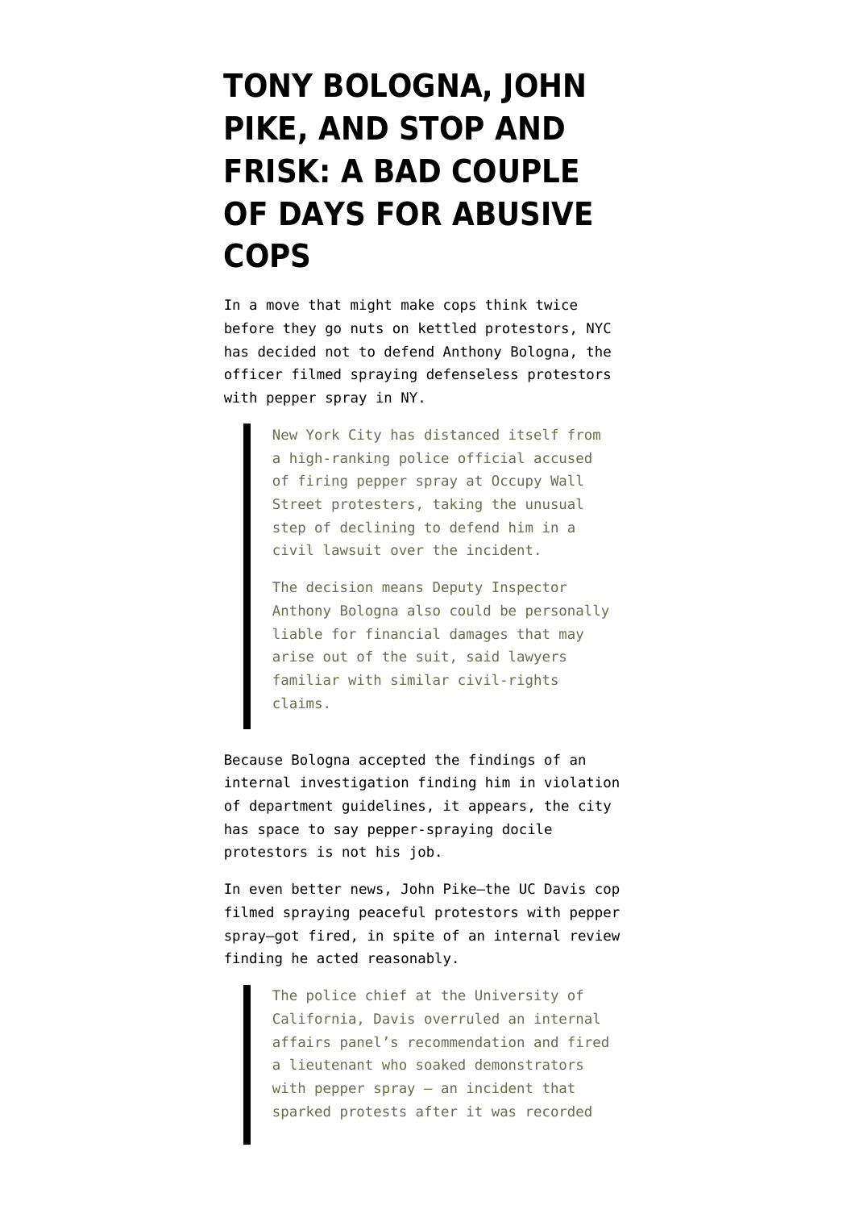# TONY BOLOGNA, JOHN PIKE, AND STOP AND FRISK: A BAD COUPLE OF DAYS FOR ABUSIVE COPS

In a move that might make cops think twice before they go nuts on kettled protestors, NYC has decided not to defend Anthony Bologna, the officer filmed spraying defenseless protestors with pepper spray in NY.

> New York City has distanced itself from a high-ranking police official accused of firing pepper spray at Occupy Wall Street protesters, taking the unusual step of declining to defend him in a civil lawsuit over the incident.
>
> The decision means Deputy Inspector Anthony Bologna also could be personally liable for financial damages that may arise out of the suit, said lawyers familiar with similar civil-rights claims.

Because Bologna accepted the findings of an internal investigation finding him in violation of department guidelines, it appears, the city has space to say pepper-spraying docile protestors is not his job.

In even better news, John Pike—the UC Davis cop filmed spraying peaceful protestors with pepper spray—got fired, in spite of an internal review finding he acted reasonably.

> The police chief at the University of California, Davis overruled an internal affairs panel's recommendation and fired a lieutenant who soaked demonstrators with pepper spray — an incident that sparked protests after it was recorded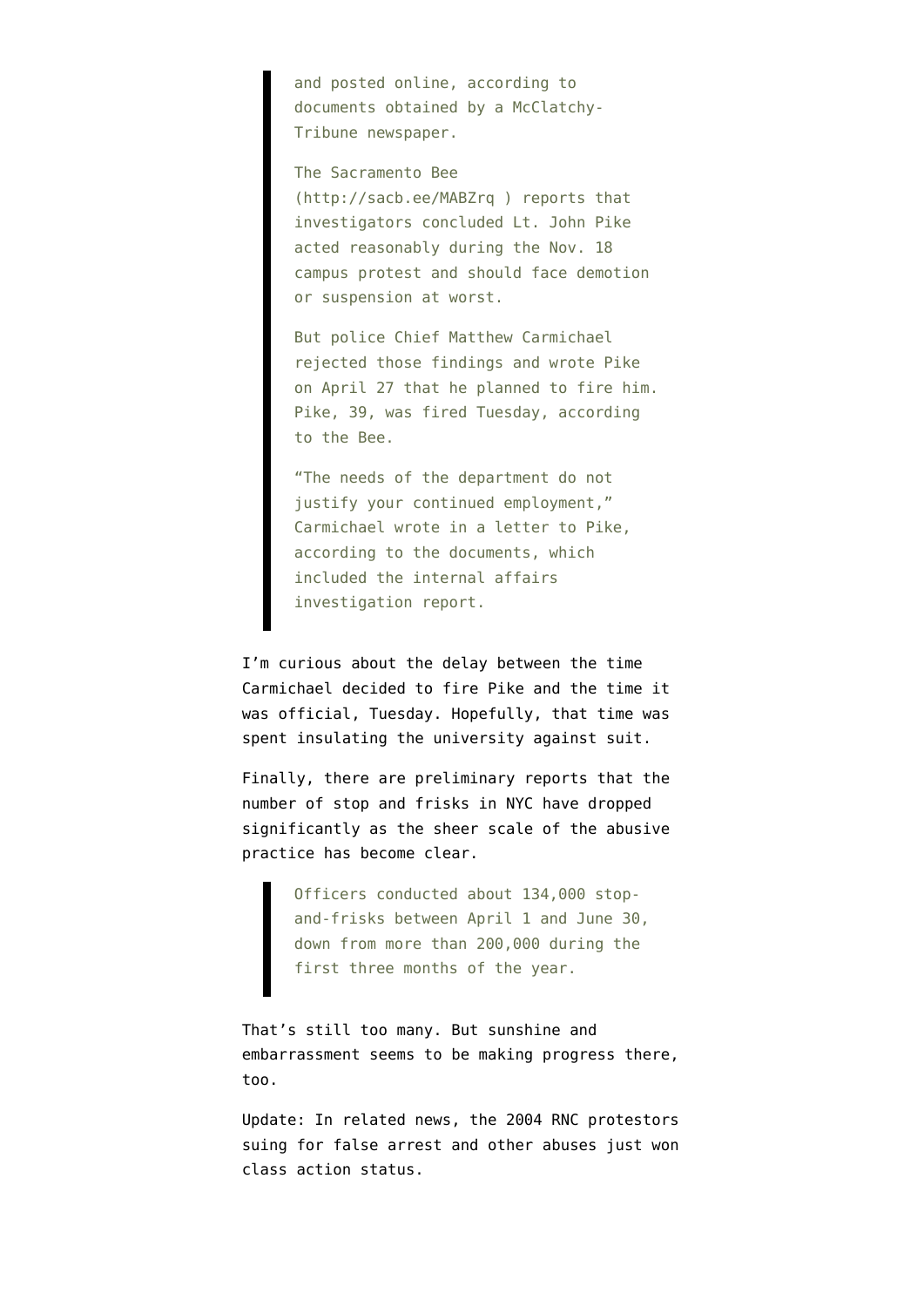> and posted online, according to documents obtained by a McClatchy-Tribune newspaper.
>
> The Sacramento Bee (http://sacb.ee/MABZrq ) reports that investigators concluded Lt. John Pike acted reasonably during the Nov. 18 campus protest and should face demotion or suspension at worst.
>
> But police Chief Matthew Carmichael rejected those findings and wrote Pike on April 27 that he planned to fire him. Pike, 39, was fired Tuesday, according to the Bee.
>
> "The needs of the department do not justify your continued employment," Carmichael wrote in a letter to Pike, according to the documents, which included the internal affairs investigation report.

I'm curious about the delay between the time Carmichael decided to fire Pike and the time it was official, Tuesday. Hopefully, that time was spent insulating the university against suit.

Finally, there are preliminary reports that the number of stop and frisks in NYC have dropped significantly as the sheer scale of the abusive practice has become clear.

> Officers conducted about 134,000 stop-and-frisks between April 1 and June 30, down from more than 200,000 during the first three months of the year.

That's still too many. But sunshine and embarrassment seems to be making progress there, too.

Update: In related news, the 2004 RNC protestors suing for false arrest and other abuses just won class action status.